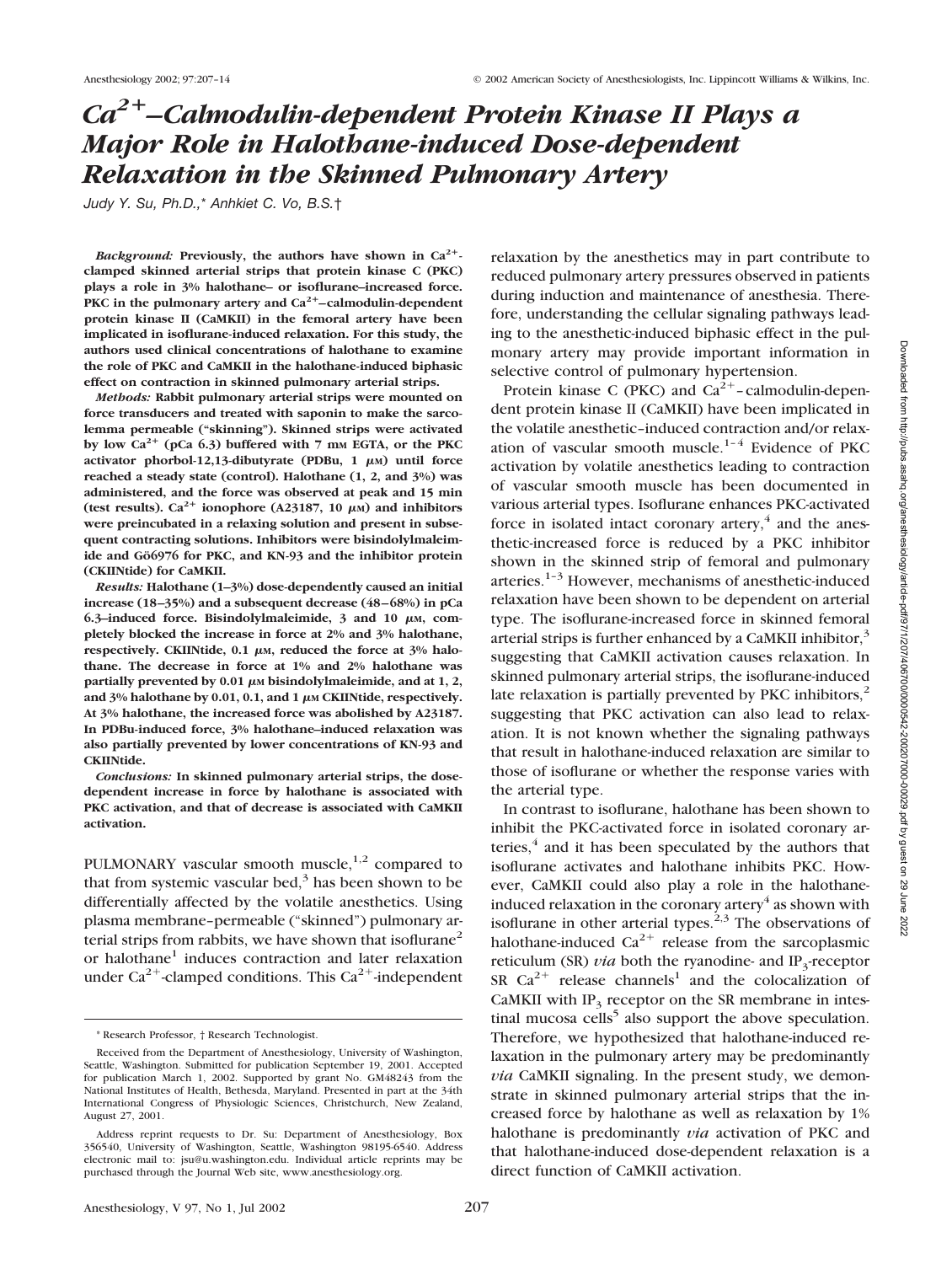# $Ca^{2+}$–Calmodulin-dependent Protein Kinase II Plays a Major Role in Halothane-induced Dose-dependent Relaxation in the Skinned Pulmonary Artery

*Judy Y. Su, Ph.D.,\* Anhkiet C. Vo, B.S.†*

***Background:*** **Previously, the authors have shown in $Ca^{2+}$-clamped skinned arterial strips that protein kinase C (PKC) plays a role in 3% halothane– or isoflurane–increased force. PKC in the pulmonary artery and $Ca^{2+}$–calmodulin-dependent protein kinase II (CaMKII) in the femoral artery have been implicated in isoflurane-induced relaxation. For this study, the authors used clinical concentrations of halothane to examine the role of PKC and CaMKII in the halothane-induced biphasic effect on contraction in skinned pulmonary arterial strips.**

***Methods:*** **Rabbit pulmonary arterial strips were mounted on force transducers and treated with saponin to make the sarcolemma permeable ("skinning"). Skinned strips were activated by low $Ca^{2+}$ (pCa 6.3) buffered with 7 mM EGTA, or the PKC activator phorbol-12,13-dibutyrate (PDBu, 1 $\mu$M) until force reached a steady state (control). Halothane (1, 2, and 3%) was administered, and the force was observed at peak and 15 min (test results). $Ca^{2+}$ ionophore (A23187, 10 $\mu$M) and inhibitors were preincubated in a relaxing solution and present in subsequent contracting solutions. Inhibitors were bisindolylmaleimide and Gö6976 for PKC, and KN-93 and the inhibitor protein (CKIINtide) for CaMKII.**

***Results:*** **Halothane (1–3%) dose-dependently caused an initial increase (18–35%) and a subsequent decrease (48–68%) in pCa 6.3–induced force. Bisindolylmaleimide, 3 and 10 $\mu$M, completely blocked the increase in force at 2% and 3% halothane, respectively. CKIINtide, 0.1 $\mu$M, reduced the force at 3% halothane. The decrease in force at 1% and 2% halothane was partially prevented by 0.01 $\mu$M bisindolylmaleimide, and at 1, 2, and 3% halothane by 0.01, 0.1, and 1 $\mu$M CKIINtide, respectively. At 3% halothane, the increased force was abolished by A23187. In PDBu-induced force, 3% halothane–induced relaxation was also partially prevented by lower concentrations of KN-93 and CKIINtide.**

***Conclusions:*** **In skinned pulmonary arterial strips, the dose-dependent increase in force by halothane is associated with PKC activation, and that of decrease is associated with CaMKII activation.**

PULMONARY vascular smooth muscle,[1,2] compared to that from systemic vascular bed,[3] has been shown to be differentially affected by the volatile anesthetics. Using plasma membrane–permeable ("skinned") pulmonary arterial strips from rabbits, we have shown that isoflurane[2] or halothane[1] induces contraction and later relaxation under $Ca^{2+}$-clamped conditions. This $Ca^{2+}$-independent relaxation by the anesthetics may in part contribute to reduced pulmonary artery pressures observed in patients during induction and maintenance of anesthesia. Therefore, understanding the cellular signaling pathways leading to the anesthetic-induced biphasic effect in the pulmonary artery may provide important information in selective control of pulmonary hypertension.

Protein kinase C (PKC) and $Ca^{2+}$–calmodulin-dependent protein kinase II (CaMKII) have been implicated in the volatile anesthetic–induced contraction and/or relaxation of vascular smooth muscle.[1–4] Evidence of PKC activation by volatile anesthetics leading to contraction of vascular smooth muscle has been documented in various arterial types. Isoflurane enhances PKC-activated force in isolated intact coronary artery,[4] and the anesthetic-increased force is reduced by a PKC inhibitor shown in the skinned strip of femoral and pulmonary arteries.[1–3] However, mechanisms of anesthetic-induced relaxation have been shown to be dependent on arterial type. The isoflurane-increased force in skinned femoral arterial strips is further enhanced by a CaMKII inhibitor,[3] suggesting that CaMKII activation causes relaxation. In skinned pulmonary arterial strips, the isoflurane-induced late relaxation is partially prevented by PKC inhibitors,[2] suggesting that PKC activation can also lead to relaxation. It is not known whether the signaling pathways that result in halothane-induced relaxation are similar to those of isoflurane or whether the response varies with the arterial type.

In contrast to isoflurane, halothane has been shown to inhibit the PKC-activated force in isolated coronary arteries,[4] and it has been speculated by the authors that isoflurane activates and halothane inhibits PKC. However, CaMKII could also play a role in the halothane-induced relaxation in the coronary artery[4] as shown with isoflurane in other arterial types.[2,3] The observations of halothane-induced $Ca^{2+}$ release from the sarcoplasmic reticulum (SR) *via* both the ryanodine- and $IP_3$-receptor SR $Ca^{2+}$ release channels[1] and the colocalization of CaMKII with $IP_3$ receptor on the SR membrane in intestinal mucosa cells[5] also support the above speculation. Therefore, we hypothesized that halothane-induced relaxation in the pulmonary artery may be predominantly *via* CaMKII signaling. In the present study, we demonstrate in skinned pulmonary arterial strips that the increased force by halothane as well as relaxation by 1% halothane is predominantly *via* activation of PKC and that halothane-induced dose-dependent relaxation is a direct function of CaMKII activation.

\* Research Professor, † Research Technologist.

Received from the Department of Anesthesiology, University of Washington, Seattle, Washington. Submitted for publication September 19, 2001. Accepted for publication March 1, 2002. Supported by grant No. GM48243 from the National Institutes of Health, Bethesda, Maryland. Presented in part at the 34th International Congress of Physiologic Sciences, Christchurch, New Zealand, August 27, 2001.

Address reprint requests to Dr. Su: Department of Anesthesiology, Box 356540, University of Washington, Seattle, Washington 98195-6540. Address electronic mail to: jsu@u.washington.edu. Individual article reprints may be purchased through the Journal Web site, www.anesthesiology.org.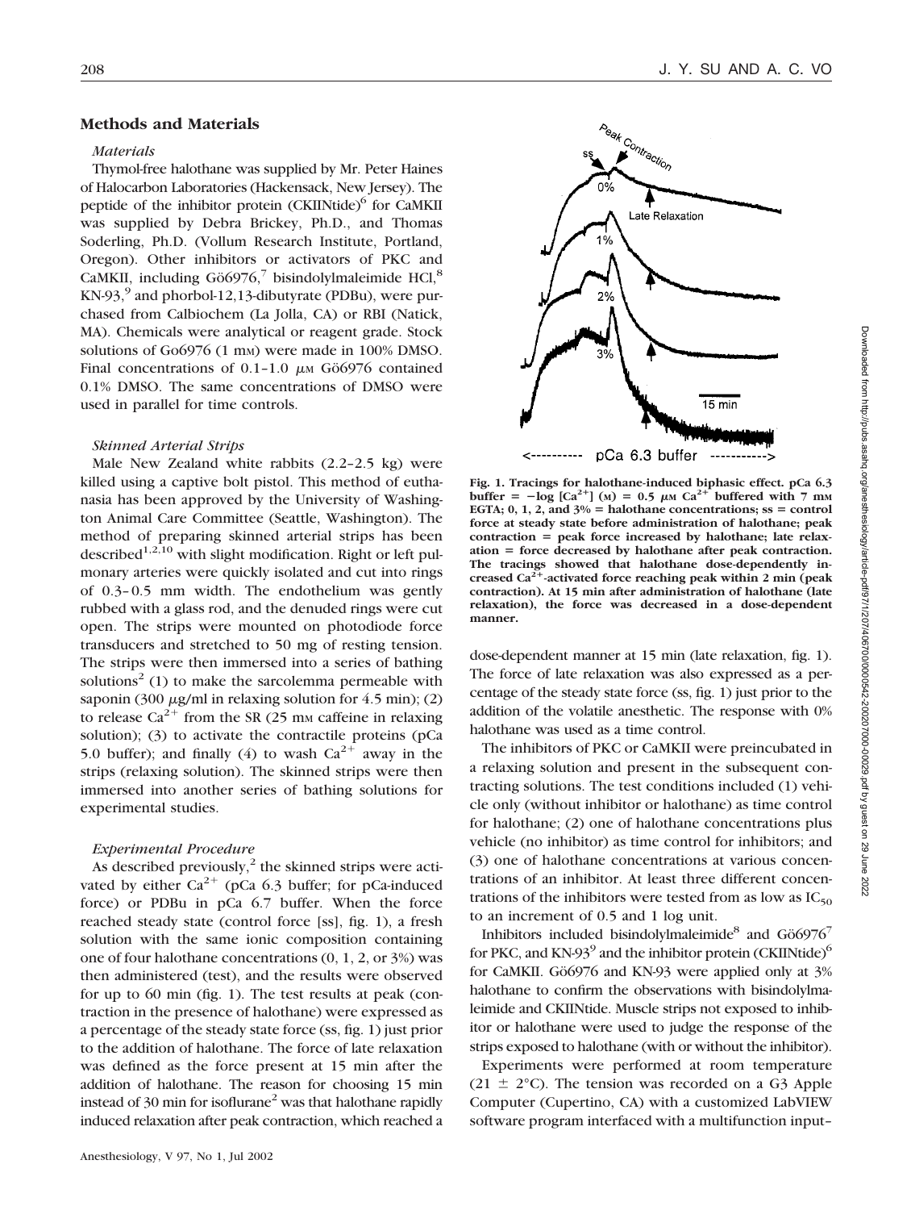## Methods and Materials

### *Materials*

Thymol-free halothane was supplied by Mr. Peter Haines of Halocarbon Laboratories (Hackensack, New Jersey). The peptide of the inhibitor protein (CKIINtide)[6] for CaMKII was supplied by Debra Brickey, Ph.D., and Thomas Soderling, Ph.D. (Vollum Research Institute, Portland, Oregon). Other inhibitors or activators of PKC and CaMKII, including Gö6976,[7] bisindolylmaleimide HCl,[8] KN-93,[9] and phorbol-12,13-dibutyrate (PDBu), were purchased from Calbiochem (La Jolla, CA) or RBI (Natick, MA). Chemicals were analytical or reagent grade. Stock solutions of Go6976 (1 mM) were made in 100% DMSO. Final concentrations of 0.1–1.0 $\mu$M Gö6976 contained 0.1% DMSO. The same concentrations of DMSO were used in parallel for time controls.

### *Skinned Arterial Strips*

Male New Zealand white rabbits (2.2–2.5 kg) were killed using a captive bolt pistol. This method of euthanasia has been approved by the University of Washington Animal Care Committee (Seattle, Washington). The method of preparing skinned arterial strips has been described[1,2,10] with slight modification. Right or left pulmonary arteries were quickly isolated and cut into rings of 0.3–0.5 mm width. The endothelium was gently rubbed with a glass rod, and the denuded rings were cut open. The strips were mounted on photodiode force transducers and stretched to 50 mg of resting tension. The strips were then immersed into a series of bathing solutions[2] (1) to make the sarcolemma permeable with saponin (300 $\mu$g/ml in relaxing solution for 4.5 min); (2) to release $Ca^{2+}$ from the SR (25 mM caffeine in relaxing solution); (3) to activate the contractile proteins (pCa 5.0 buffer); and finally (4) to wash $Ca^{2+}$ away in the strips (relaxing solution). The skinned strips were then immersed into another series of bathing solutions for experimental studies.

### *Experimental Procedure*

As described previously,[2] the skinned strips were activated by either $Ca^{2+}$ (pCa 6.3 buffer; for pCa-induced force) or PDBu in pCa 6.7 buffer. When the force reached steady state (control force [ss], fig. 1), a fresh solution with the same ionic composition containing one of four halothane concentrations (0, 1, 2, or 3%) was then administered (test), and the results were observed for up to 60 min (fig. 1). The test results at peak (contraction in the presence of halothane) were expressed as a percentage of the steady state force (ss, fig. 1) just prior to the addition of halothane. The force of late relaxation was defined as the force present at 15 min after the addition of halothane. The reason for choosing 15 min instead of 30 min for isoflurane[2] was that halothane rapidly induced relaxation after peak contraction, which reached a dose-dependent manner at 15 min (late relaxation, fig. 1). The force of late relaxation was also expressed as a percentage of the steady state force (ss, fig. 1) just prior to the addition of the volatile anesthetic. The response with 0% halothane was used as a time control.

**Fig. 1. Tracings for halothane-induced biphasic effect. pCa 6.3 buffer = $-\log [Ca^{2+}]$ (M) = 0.5 $\mu$M $Ca^{2+}$ buffered with 7 mM EGTA; 0, 1, 2, and 3% = halothane concentrations; ss = control force at steady state before administration of halothane; peak contraction = peak force increased by halothane; late relaxation = force decreased by halothane after peak contraction. The tracings showed that halothane dose-dependently increased $Ca^{2+}$-activated force reaching peak within 2 min (peak contraction). At 15 min after administration of halothane (late relaxation), the force was decreased in a dose-dependent manner.**

The inhibitors of PKC or CaMKII were preincubated in a relaxing solution and present in the subsequent contracting solutions. The test conditions included (1) vehicle only (without inhibitor or halothane) as time control for halothane; (2) one of halothane concentrations plus vehicle (no inhibitor) as time control for inhibitors; and (3) one of halothane concentrations at various concentrations of an inhibitor. At least three different concentrations of the inhibitors were tested from as low as $IC_{50}$ to an increment of 0.5 and 1 log unit.

Inhibitors included bisindolylmaleimide[8] and Gö6976[7] for PKC, and KN-93[9] and the inhibitor protein (CKIINtide)[6] for CaMKII. Gö6976 and KN-93 were applied only at 3% halothane to confirm the observations with bisindolylmaleimide and CKIINtide. Muscle strips not exposed to inhibitor or halothane were used to judge the response of the strips exposed to halothane (with or without the inhibitor).

Experiments were performed at room temperature (21 ± 2°C). The tension was recorded on a G3 Apple Computer (Cupertino, CA) with a customized LabVIEW software program interfaced with a multifunction input–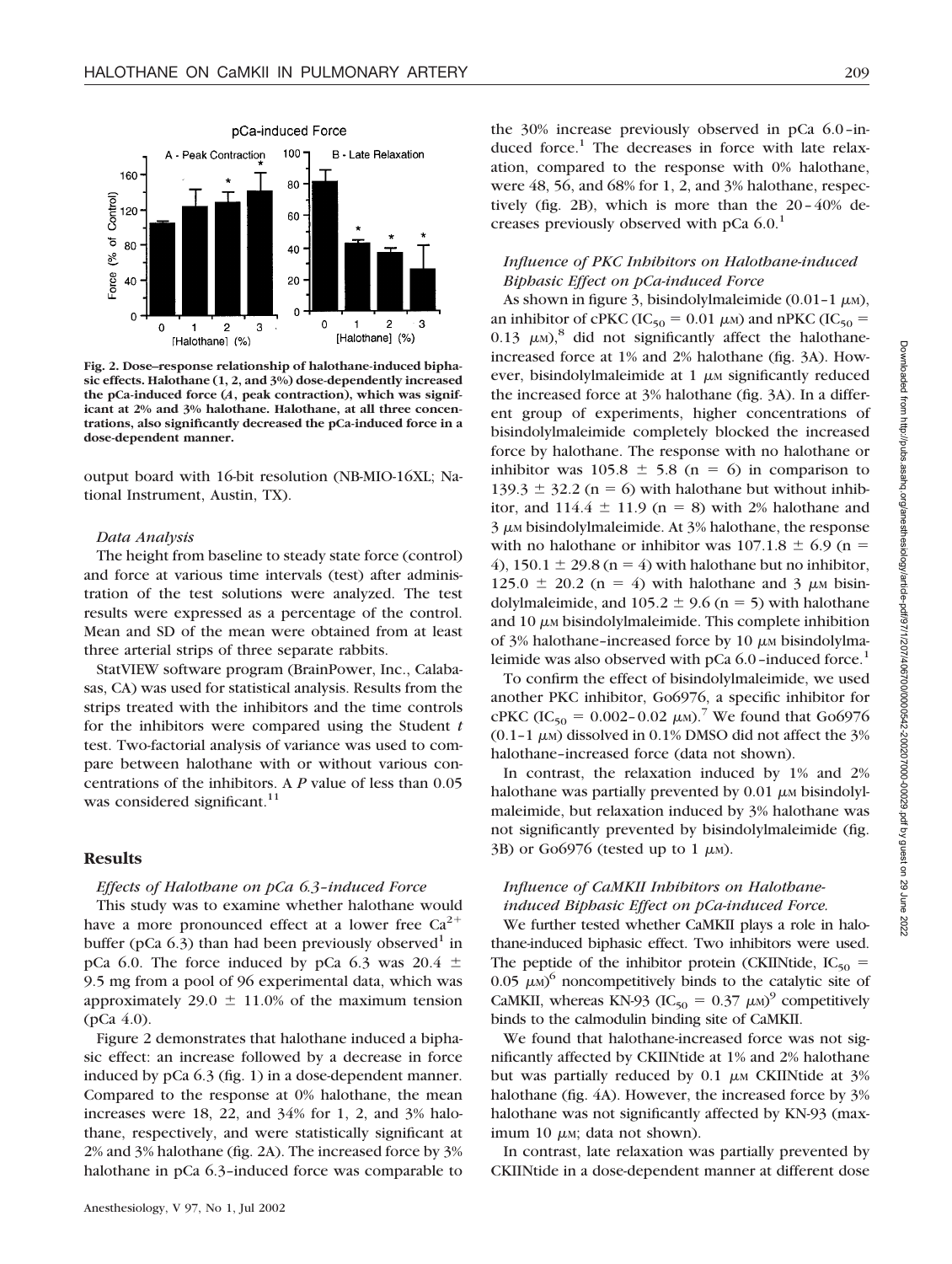Fig. 2. Dose–response relationship of halothane-induced biphasic effects. Halothane (1, 2, and 3%) dose-dependently increased the pCa-induced force (*A*, peak contraction), which was significant at 2% and 3% halothane. Halothane, at all three concentrations, also significantly decreased the pCa-induced force in a dose-dependent manner.

output board with 16-bit resolution (NB-MIO-16XL; National Instrument, Austin, TX).

### *Data Analysis*

The height from baseline to steady state force (control) and force at various time intervals (test) after administration of the test solutions were analyzed. The test results were expressed as a percentage of the control. Mean and SD of the mean were obtained from at least three arterial strips of three separate rabbits.

StatVIEW software program (BrainPower, Inc., Calabasas, CA) was used for statistical analysis. Results from the strips treated with the inhibitors and the time controls for the inhibitors were compared using the Student *t* test. Two-factorial analysis of variance was used to compare between halothane with or without various concentrations of the inhibitors. A *P* value of less than 0.05 was considered significant.[11]

## Results

### *Effects of Halothane on pCa 6.3–induced Force*

This study was to examine whether halothane would have a more pronounced effect at a lower free $Ca^{2+}$ buffer (pCa 6.3) than had been previously observed[1] in pCa 6.0. The force induced by pCa 6.3 was 20.4 ± 9.5 mg from a pool of 96 experimental data, which was approximately 29.0 ± 11.0% of the maximum tension (pCa 4.0).

Figure 2 demonstrates that halothane induced a biphasic effect: an increase followed by a decrease in force induced by pCa 6.3 (fig. 1) in a dose-dependent manner. Compared to the response at 0% halothane, the mean increases were 18, 22, and 34% for 1, 2, and 3% halothane, respectively, and were statistically significant at 2% and 3% halothane (fig. 2A). The increased force by 3% halothane in pCa 6.3–induced force was comparable to the 30% increase previously observed in pCa 6.0–induced force.[1] The decreases in force with late relaxation, compared to the response with 0% halothane, were 48, 56, and 68% for 1, 2, and 3% halothane, respectively (fig. 2B), which is more than the 20–40% decreases previously observed with pCa 6.0.[1]

### *Influence of PKC Inhibitors on Halothane-induced Biphasic Effect on pCa-induced Force*

As shown in figure 3, bisindolylmaleimide (0.01–1 μM), an inhibitor of cPKC ($IC_{50}$ = 0.01 μM) and nPKC ($IC_{50}$ = 0.13 μM),[8] did not significantly affect the halothane-increased force at 1% and 2% halothane (fig. 3A). However, bisindolylmaleimide at 1 μM significantly reduced the increased force at 3% halothane (fig. 3A). In a different group of experiments, higher concentrations of bisindolylmaleimide completely blocked the increased force by halothane. The response with no halothane or inhibitor was 105.8 ± 5.8 (n = 6) in comparison to 139.3 ± 32.2 (n = 6) with halothane but without inhibitor, and 114.4 ± 11.9 (n = 8) with 2% halothane and 3 μM bisindolylmaleimide. At 3% halothane, the response with no halothane or inhibitor was 107.1.8 ± 6.9 (n = 4), 150.1 ± 29.8 (n = 4) with halothane but no inhibitor, 125.0 ± 20.2 (n = 4) with halothane and 3 μM bisindolylmaleimide, and 105.2 ± 9.6 (n = 5) with halothane and 10 μM bisindolylmaleimide. This complete inhibition of 3% halothane–increased force by 10 μM bisindolylmaleimide was also observed with pCa 6.0–induced force.[1]

To confirm the effect of bisindolylmaleimide, we used another PKC inhibitor, Go6976, a specific inhibitor for cPKC ($IC_{50}$ = 0.002–0.02 μM).[7] We found that Go6976 (0.1–1 μM) dissolved in 0.1% DMSO did not affect the 3% halothane–increased force (data not shown).

In contrast, the relaxation induced by 1% and 2% halothane was partially prevented by 0.01 μM bisindolylmaleimide, but relaxation induced by 3% halothane was not significantly prevented by bisindolylmaleimide (fig. 3B) or Go6976 (tested up to 1 μM).

### *Influence of CaMKII Inhibitors on Halothane-induced Biphasic Effect on pCa-induced Force.*

We further tested whether CaMKII plays a role in halothane-induced biphasic effect. Two inhibitors were used. The peptide of the inhibitor protein (CKIINtide, $IC_{50}$ = 0.05 μM)[6] noncompetitively binds to the catalytic site of CaMKII, whereas KN-93 ($IC_{50}$ = 0.37 μM)[9] competitively binds to the calmodulin binding site of CaMKII.

We found that halothane-increased force was not significantly affected by CKIINtide at 1% and 2% halothane but was partially reduced by 0.1 μM CKIINtide at 3% halothane (fig. 4A). However, the increased force by 3% halothane was not significantly affected by KN-93 (maximum 10 μM; data not shown).

In contrast, late relaxation was partially prevented by CKIINtide in a dose-dependent manner at different dose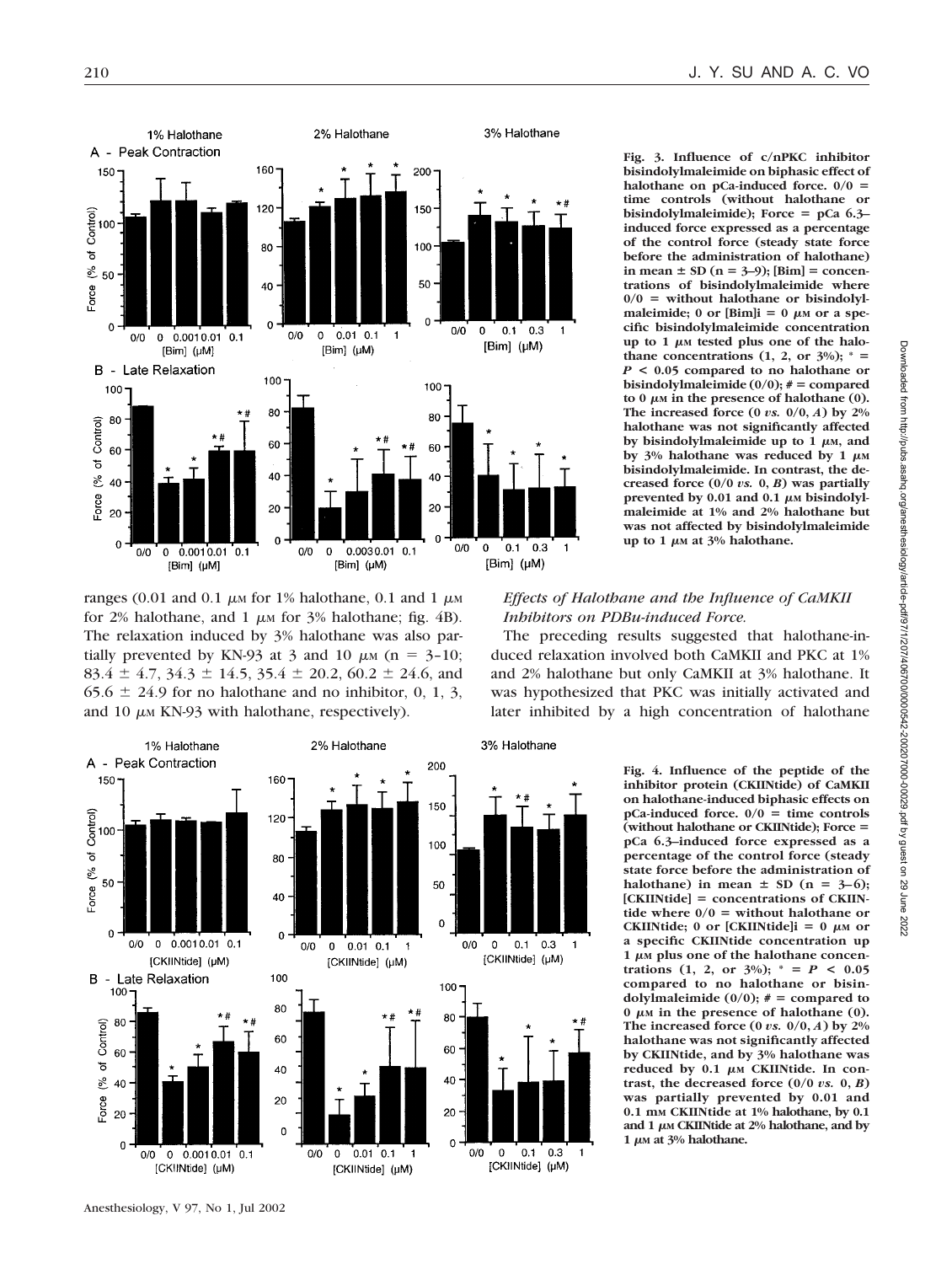**Fig. 3. Influence of c/nPKC inhibitor bisindolylmaleimide on biphasic effect of halothane on pCa-induced force.** 0/0 = time controls (without halothane or bisindolylmaleimide); Force = pCa 6.3–induced force expressed as a percentage of the control force (steady state force before the administration of halothane) in mean ± SD (n = 3–9); [Bim] = concentrations of bisindolylmaleimide where 0/0 = without halothane or bisindolylmaleimide; 0 or [Bim]i = 0 μM or a specific bisindolylmaleimide concentration up to 1 μM tested plus one of the halothane concentrations (1, 2, or 3%); * = $P < 0.05$ compared to no halothane or bisindolylmaleimide (0/0); # = compared to 0 μM in the presence of halothane (0). The increased force (0 *vs.* 0/0, *A*) by 2% halothane was not significantly affected by bisindolylmaleimide up to 1 μM, and by 3% halothane was reduced by 1 μM bisindolylmaleimide. In contrast, the decreased force (0/0 *vs.* 0, *B*) was partially prevented by 0.01 and 0.1 μM bisindolylmaleimide at 1% and 2% halothane but was not affected by bisindolylmaleimide up to 1 μM at 3% halothane.

ranges (0.01 and 0.1 μM for 1% halothane, 0.1 and 1 μM for 2% halothane, and 1 μM for 3% halothane; fig. 4B). The relaxation induced by 3% halothane was also partially prevented by KN-93 at 3 and 10 μM (n = 3–10; 83.4 ± 4.7, 34.3 ± 14.5, 35.4 ± 20.2, 60.2 ± 24.6, and 65.6 ± 24.9 for no halothane and no inhibitor, 0, 1, 3, and 10 μM KN-93 with halothane, respectively).

### *Effects of Halothane and the Influence of CaMKII Inhibitors on PDBu-induced Force.*

The preceding results suggested that halothane-induced relaxation involved both CaMKII and PKC at 1% and 2% halothane but only CaMKII at 3% halothane. It was hypothesized that PKC was initially activated and later inhibited by a high concentration of halothane

**Fig. 4. Influence of the peptide of the inhibitor protein (CKIINtide) of CaMKII on halothane-induced biphasic effects on pCa-induced force.** 0/0 = time controls (without halothane or CKIINtide); Force = pCa 6.3–induced force expressed as a percentage of the control force (steady state force before the administration of halothane) in mean ± SD (n = 3–6); [CKIINtide] = concentrations of CKIINtide where 0/0 = without halothane or CKIINtide; 0 or [CKIINtide]i = 0 μM or a specific CKIINtide concentration up 1 μM plus one of the halothane concentrations (1, 2, or 3%); * = $P < 0.05$ compared to no halothane or bisindolylmaleimide (0/0); # = compared to 0 μM in the presence of halothane (0). The increased force (0 *vs.* 0/0, *A*) by 2% halothane was not significantly affected by CKIINtide, and by 3% halothane was reduced by 0.1 μM CKIINtide. In contrast, the decreased force (0/0 *vs.* 0, *B*) was partially prevented by 0.01 and 0.1 mM CKIINtide at 1% halothane, by 0.1 and 1 μM CKIINtide at 2% halothane, and by 1 μM at 3% halothane.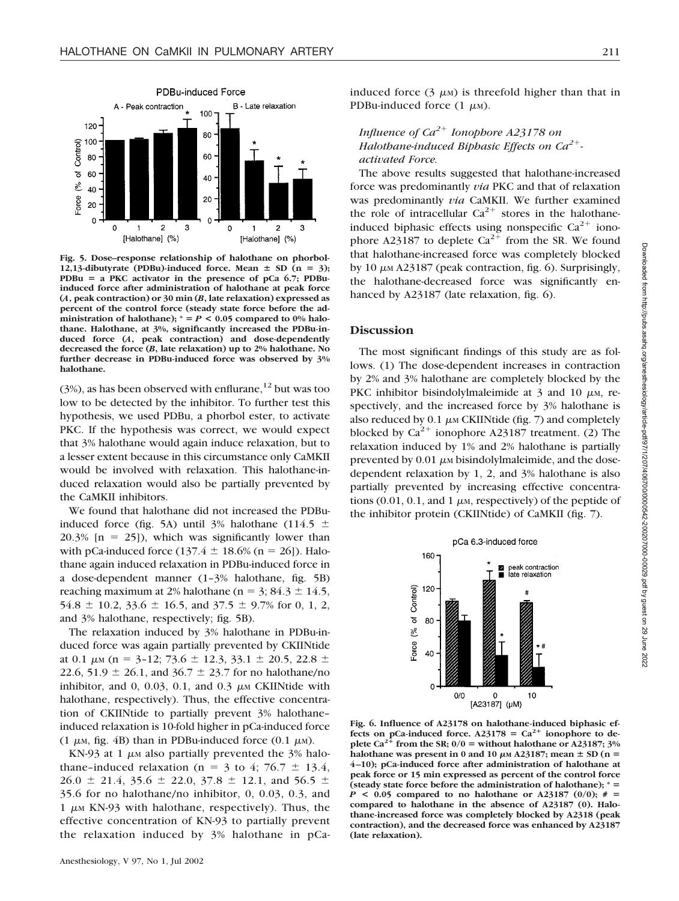Fig. 5. Dose–response relationship of halothane on phorbol-12,13-dibutyrate (PDBu)-induced force. Mean ± SD (n = 3); PDBu = a PKC activator in the presence of pCa 6.7; PDBu-induced force after administration of halothane at peak force (*A*, peak contraction) or 30 min (*B*, late relaxation) expressed as percent of the control force (steady state force before the administration of halothane); * = $P < 0.05$ compared to 0% halothane. Halothane, at 3%, significantly increased the PDBu-induced force (*A*, peak contraction) and dose-dependently decreased the force (*B*, late relaxation) up to 2% halothane. No further decrease in PDBu-induced force was observed by 3% halothane.

(3%), as has been observed with enflurane,[12] but was too low to be detected by the inhibitor. To further test this hypothesis, we used PDBu, a phorbol ester, to activate PKC. If the hypothesis was correct, we would expect that 3% halothane would again induce relaxation, but to a lesser extent because in this circumstance only CaMKII would be involved with relaxation. This halothane-induced relaxation would also be partially prevented by the CaMKII inhibitors.

We found that halothane did not increased the PDBu-induced force (fig. 5A) until 3% halothane (114.5 ± 20.3% [n = 25]), which was significantly lower than with pCa-induced force (137.4 ± 18.6% (n = 26]). Halothane again induced relaxation in PDBu-induced force in a dose-dependent manner (1–3% halothane, fig. 5B) reaching maximum at 2% halothane (n = 3; 84.3 ± 14.5, 54.8 ± 10.2, 33.6 ± 16.5, and 37.5 ± 9.7% for 0, 1, 2, and 3% halothane, respectively; fig. 5B).

The relaxation induced by 3% halothane in PDBu-induced force was again partially prevented by CKIINtide at 0.1 μM (n = 3–12; 73.6 ± 12.3, 33.1 ± 20.5, 22.8 ± 22.6, 51.9 ± 26.1, and 36.7 ± 23.7 for no halothane/no inhibitor, and 0, 0.03, 0.1, and 0.3 μM CKIINtide with halothane, respectively). Thus, the effective concentration of CKIINtide to partially prevent 3% halothane–induced relaxation is 10-fold higher in pCa-induced force (1 μM, fig. 4B) than in PDBu-induced force (0.1 μM).

KN-93 at 1 μM also partially prevented the 3% halothane–induced relaxation (n = 3 to 4; 76.7 ± 13.4, 26.0 ± 21.4, 35.6 ± 22.0, 37.8 ± 12.1, and 56.5 ± 35.6 for no halothane/no inhibitor, 0, 0.03, 0.3, and 1 μM KN-93 with halothane, respectively). Thus, the effective concentration of KN-93 to partially prevent the relaxation induced by 3% halothane in pCa-induced force (3 μM) is threefold higher than that in PDBu-induced force (1 μM).

### *Influence of $Ca^{2+}$ Ionophore A23178 on Halothane-induced Biphasic Effects on $Ca^{2+}$-activated Force.*

The above results suggested that halothane-increased force was predominantly *via* PKC and that of relaxation was predominantly *via* CaMKII. We further examined the role of intracellular $Ca^{2+}$ stores in the halothane-induced biphasic effects using nonspecific $Ca^{2+}$ ionophore A23187 to deplete $Ca^{2+}$ from the SR. We found that halothane-increased force was completely blocked by 10 μM A23187 (peak contraction, fig. 6). Surprisingly, the halothane-decreased force was significantly enhanced by A23187 (late relaxation, fig. 6).

## Discussion

The most significant findings of this study are as follows. (1) The dose-dependent increases in contraction by 2% and 3% halothane are completely blocked by the PKC inhibitor bisindolylmaleimide at 3 and 10 μM, respectively, and the increased force by 3% halothane is also reduced by 0.1 μM CKIINtide (fig. 7) and completely blocked by $Ca^{2+}$ ionophore A23187 treatment. (2) The relaxation induced by 1% and 2% halothane is partially prevented by 0.01 μM bisindolylmaleimide, and the dose-dependent relaxation by 1, 2, and 3% halothane is also partially prevented by increasing effective concentrations (0.01, 0.1, and 1 μM, respectively) of the peptide of the inhibitor protein (CKIINtide) of CaMKII (fig. 7).

Fig. 6. Influence of A23178 on halothane-induced biphasic effects on pCa-induced force. A23178 = $Ca^{2+}$ ionophore to deplete $Ca^{2+}$ from the SR; 0/0 = without halothane or A23187; 3% halothane was present in 0 and 10 μM A23187; mean ± SD (n = 4–10); pCa-induced force after administration of halothane at peak force or 15 min expressed as percent of the control force (steady state force before the administration of halothane); * = $P < 0.05$ compared to no halothane or A23187 (0/0); # = compared to halothane in the absence of A23187 (0). Halothane-increased force was completely blocked by A2318 (peak contraction), and the decreased force was enhanced by A23187 (late relaxation).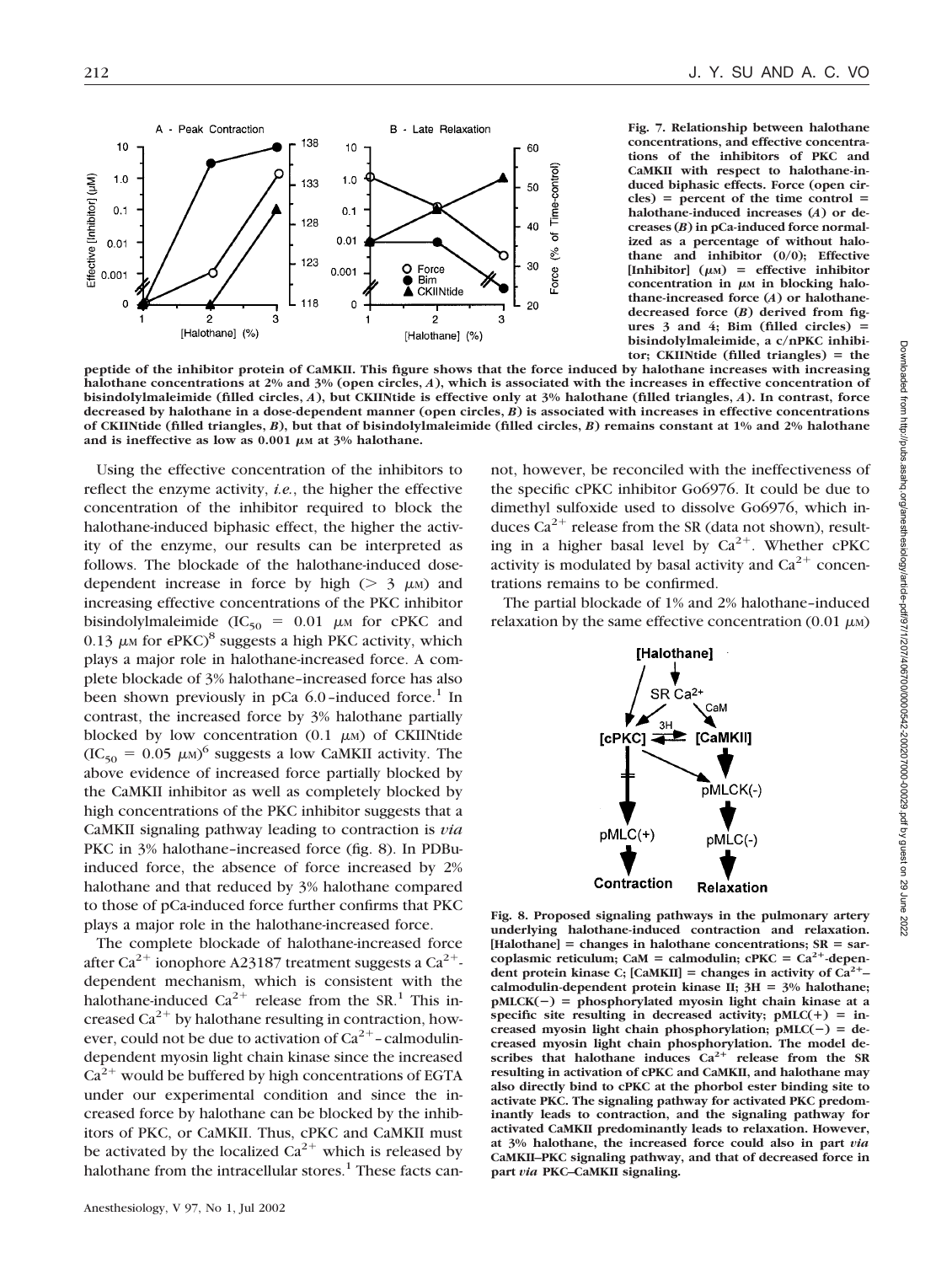**Fig. 7. Relationship between halothane concentrations, and effective concentrations of the inhibitors of PKC and CaMKII with respect to halothane-induced biphasic effects. Force (open circles) = percent of the time control = halothane-induced increases (*A*) or decreases (*B*) in pCa-induced force normalized as a percentage of without halothane and inhibitor (0/0); Effective [Inhibitor] (μM) = effective inhibitor concentration in μM in blocking halothane-increased force (*A*) or halothane-decreased force (*B*) derived from figures 3 and 4; Bim (filled circles) = bisindolylmaleimide, a c/nPKC inhibitor; CKIINtide (filled triangles) = the peptide of the inhibitor protein of CaMKII. This figure shows that the force induced by halothane increases with increasing halothane concentrations at 2% and 3% (open circles, *A*), which is associated with the increases in effective concentration of bisindolylmaleimide (filled circles, *A*), but CKIINtide is effective only at 3% halothane (filled triangles, *A*). In contrast, force decreased by halothane in a dose-dependent manner (open circles, *B*) is associated with increases in effective concentrations of CKIINtide (filled triangles, *B*), but that of bisindolylmaleimide (filled circles, *B*) remains constant at 1% and 2% halothane and is ineffective as low as 0.001 μM at 3% halothane.**

Using the effective concentration of the inhibitors to reflect the enzyme activity, *i.e.*, the higher the effective concentration of the inhibitor required to block the halothane-induced biphasic effect, the higher the activity of the enzyme, our results can be interpreted as follows. The blockade of the halothane-induced dose-dependent increase in force by high (> 3 μM) and increasing effective concentrations of the PKC inhibitor bisindolylmaleimide ($IC_{50}$ = 0.01 μM for cPKC and 0.13 μM for εPKC)[8] suggests a high PKC activity, which plays a major role in halothane-increased force. A complete blockade of 3% halothane–increased force has also been shown previously in pCa 6.0–induced force.[1] In contrast, the increased force by 3% halothane partially blocked by low concentration (0.1 μM) of CKIINtide ($IC_{50}$ = 0.05 μM)[6] suggests a low CaMKII activity. The above evidence of increased force partially blocked by the CaMKII inhibitor as well as completely blocked by high concentrations of the PKC inhibitor suggests that a CaMKII signaling pathway leading to contraction is *via* PKC in 3% halothane–increased force (fig. 8). In PDBu-induced force, the absence of force increased by 2% halothane and that reduced by 3% halothane compared to those of pCa-induced force further confirms that PKC plays a major role in the halothane-increased force.

The complete blockade of halothane-increased force after $Ca^{2+}$ ionophore A23187 treatment suggests a $Ca^{2+}$-dependent mechanism, which is consistent with the halothane-induced $Ca^{2+}$ release from the SR.[1] This increased $Ca^{2+}$ by halothane resulting in contraction, however, could not be due to activation of $Ca^{2+}$–calmodulin-dependent myosin light chain kinase since the increased $Ca^{2+}$ would be buffered by high concentrations of EGTA under our experimental condition and since the increased force by halothane can be blocked by the inhibitors of PKC, or CaMKII. Thus, cPKC and CaMKII must be activated by the localized $Ca^{2+}$ which is released by halothane from the intracellular stores.[1] These facts cannot, however, be reconciled with the ineffectiveness of the specific cPKC inhibitor Go6976. It could be due to dimethyl sulfoxide used to dissolve Go6976, which induces $Ca^{2+}$ release from the SR (data not shown), resulting in a higher basal level by $Ca^{2+}$. Whether cPKC activity is modulated by basal activity and $Ca^{2+}$ concentrations remains to be confirmed.

The partial blockade of 1% and 2% halothane–induced relaxation by the same effective concentration (0.01 μM)

**Fig. 8. Proposed signaling pathways in the pulmonary artery underlying halothane-induced contraction and relaxation. [Halothane] = changes in halothane concentrations; SR = sarcoplasmic reticulum; CaM = calmodulin; cPKC = $Ca^{2+}$-dependent protein kinase C; [CaMKII] = changes in activity of $Ca^{2+}$–calmodulin-dependent protein kinase II; 3H = 3% halothane; pMLCK(−) = phosphorylated myosin light chain kinase at a specific site resulting in decreased activity; pMLC(+) = increased myosin light chain phosphorylation; pMLC(−) = decreased myosin light chain phosphorylation. The model describes that halothane induces $Ca^{2+}$ release from the SR resulting in activation of cPKC and CaMKII, and halothane may also directly bind to cPKC at the phorbol ester binding site to activate PKC. The signaling pathway for activated PKC predominantly leads to contraction, and the signaling pathway for activated CaMKII predominantly leads to relaxation. However, at 3% halothane, the increased force could also in part *via* CaMKII–PKC signaling pathway, and that of decreased force in part *via* PKC–CaMKII signaling.**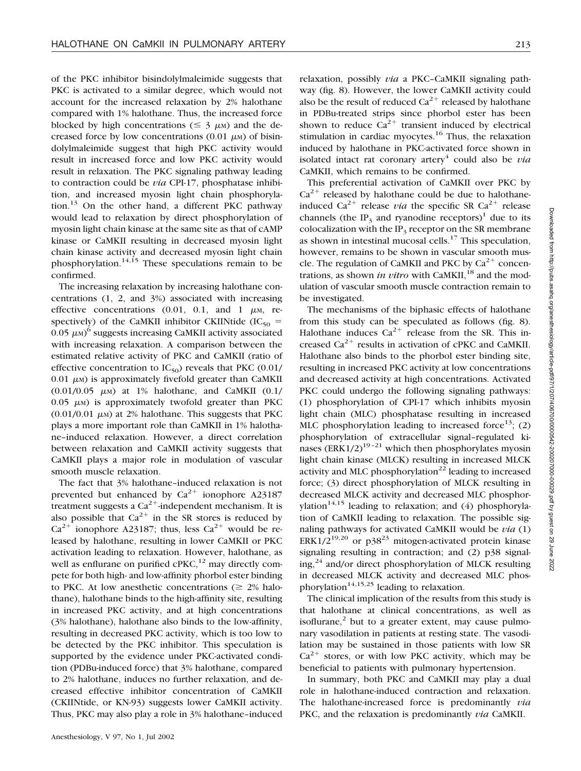of the PKC inhibitor bisindolylmaleimide suggests that PKC is activated to a similar degree, which would not account for the increased relaxation by 2% halothane compared with 1% halothane. Thus, the increased force blocked by high concentrations ($\leq 3$ μM) and the decreased force by low concentrations (0.01 μM) of bisindolylmaleimide suggest that high PKC activity would result in increased force and low PKC activity would result in relaxation. The PKC signaling pathway leading to contraction could be *via* CPI-17, phosphatase inhibition, and increased myosin light chain phosphorylation.[13] On the other hand, a different PKC pathway would lead to relaxation by direct phosphorylation of myosin light chain kinase at the same site as that of cAMP kinase or CaMKII resulting in decreased myosin light chain kinase activity and decreased myosin light chain phosphorylation.[14,15] These speculations remain to be confirmed.

The increasing relaxation by increasing halothane concentrations (1, 2, and 3%) associated with increasing effective concentrations (0.01, 0.1, and 1 μM, respectively) of the CaMKII inhibitor CKIINtide ($IC_{50}$ = 0.05 μM)[6] suggests increasing CaMKII activity associated with increasing relaxation. A comparison between the estimated relative activity of PKC and CaMKII (ratio of effective concentration to $IC_{50}$) reveals that PKC (0.01/0.01 μM) is approximately fivefold greater than CaMKII (0.01/0.05 μM) at 1% halothane, and CaMKII (0.1/0.05 μM) is approximately twofold greater than PKC (0.01/0.01 μM) at 2% halothane. This suggests that PKC plays a more important role than CaMKII in 1% halothane–induced relaxation. However, a direct correlation between relaxation and CaMKII activity suggests that CaMKII plays a major role in modulation of vascular smooth muscle relaxation.

The fact that 3% halothane–induced relaxation is not prevented but enhanced by $Ca^{2+}$ ionophore A23187 treatment suggests a $Ca^{2+}$-independent mechanism. It is also possible that $Ca^{2+}$ in the SR stores is reduced by $Ca^{2+}$ ionophore A23187; thus, less $Ca^{2+}$ would be released by halothane, resulting in lower CaMKII or PKC activation leading to relaxation. However, halothane, as well as enflurane on purified cPKC,[12] may directly compete for both high- and low-affinity phorbol ester binding to PKC. At low anesthetic concentrations ($\geq$ 2% halothane), halothane binds to the high-affinity site, resulting in increased PKC activity, and at high concentrations (3% halothane), halothane also binds to the low-affinity, resulting in decreased PKC activity, which is too low to be detected by the PKC inhibitor. This speculation is supported by the evidence under PKC-activated condition (PDBu-induced force) that 3% halothane, compared to 2% halothane, induces no further relaxation, and decreased effective inhibitor concentration of CaMKII (CKIINtide, or KN-93) suggests lower CaMKII activity. Thus, PKC may also play a role in 3% halothane–induced relaxation, possibly *via* a PKC–CaMKII signaling pathway (fig. 8). However, the lower CaMKII activity could also be the result of reduced $Ca^{2+}$ released by halothane in PDBu-treated strips since phorbol ester has been shown to reduce $Ca^{2+}$ transient induced by electrical stimulation in cardiac myocytes.[16] Thus, the relaxation induced by halothane in PKC-activated force shown in isolated intact rat coronary artery[4] could also be *via* CaMKII, which remains to be confirmed.

This preferential activation of CaMKII over PKC by $Ca^{2+}$ released by halothane could be due to halothane-induced $Ca^{2+}$ release *via* the specific SR $Ca^{2+}$ release channels (the $IP_3$ and ryanodine receptors)[1] due to its colocalization with the $IP_3$ receptor on the SR membrane as shown in intestinal mucosal cells.[17] This speculation, however, remains to be shown in vascular smooth muscle. The regulation of CaMKII and PKC by $Ca^{2+}$ concentrations, as shown *in vitro* with CaMKII,[18] and the modulation of vascular smooth muscle contraction remain to be investigated.

The mechanisms of the biphasic effects of halothane from this study can be speculated as follows (fig. 8). Halothane induces $Ca^{2+}$ release from the SR. This increased $Ca^{2+}$ results in activation of cPKC and CaMKII. Halothane also binds to the phorbol ester binding site, resulting in increased PKC activity at low concentrations and decreased activity at high concentrations. Activated PKC could undergo the following signaling pathways: (1) phosphorylation of CPI-17 which inhibits myosin light chain (MLC) phosphatase resulting in increased MLC phosphorylation leading to increased force[13]; (2) phosphorylation of extracellular signal–regulated kinases (ERK1/2)[19–21] which then phosphorylates myosin light chain kinase (MLCK) resulting in increased MLCK activity and MLC phosphorylation[22] leading to increased force; (3) direct phosphorylation of MLCK resulting in decreased MLCK activity and decreased MLC phosphorylation[14,15] leading to relaxation; and (4) phosphorylation of CaMKII leading to relaxation. The possible signaling pathways for activated CaMKII would be *via* (1) ERK1/2[19,20] or p38[23] mitogen-activated protein kinase signaling resulting in contraction; and (2) p38 signaling,[24] and/or direct phosphorylation of MLCK resulting in decreased MLCK activity and decreased MLC phosphorylation[14,15,25] leading to relaxation.

The clinical implication of the results from this study is that halothane at clinical concentrations, as well as isoflurane,[2] but to a greater extent, may cause pulmonary vasodilation in patients at resting state. The vasodilation may be sustained in those patients with low SR $Ca^{2+}$ stores, or with low PKC activity, which may be beneficial to patients with pulmonary hypertension.

In summary, both PKC and CaMKII may play a dual role in halothane-induced contraction and relaxation. The halothane-increased force is predominantly *via* PKC, and the relaxation is predominantly *via* CaMKII.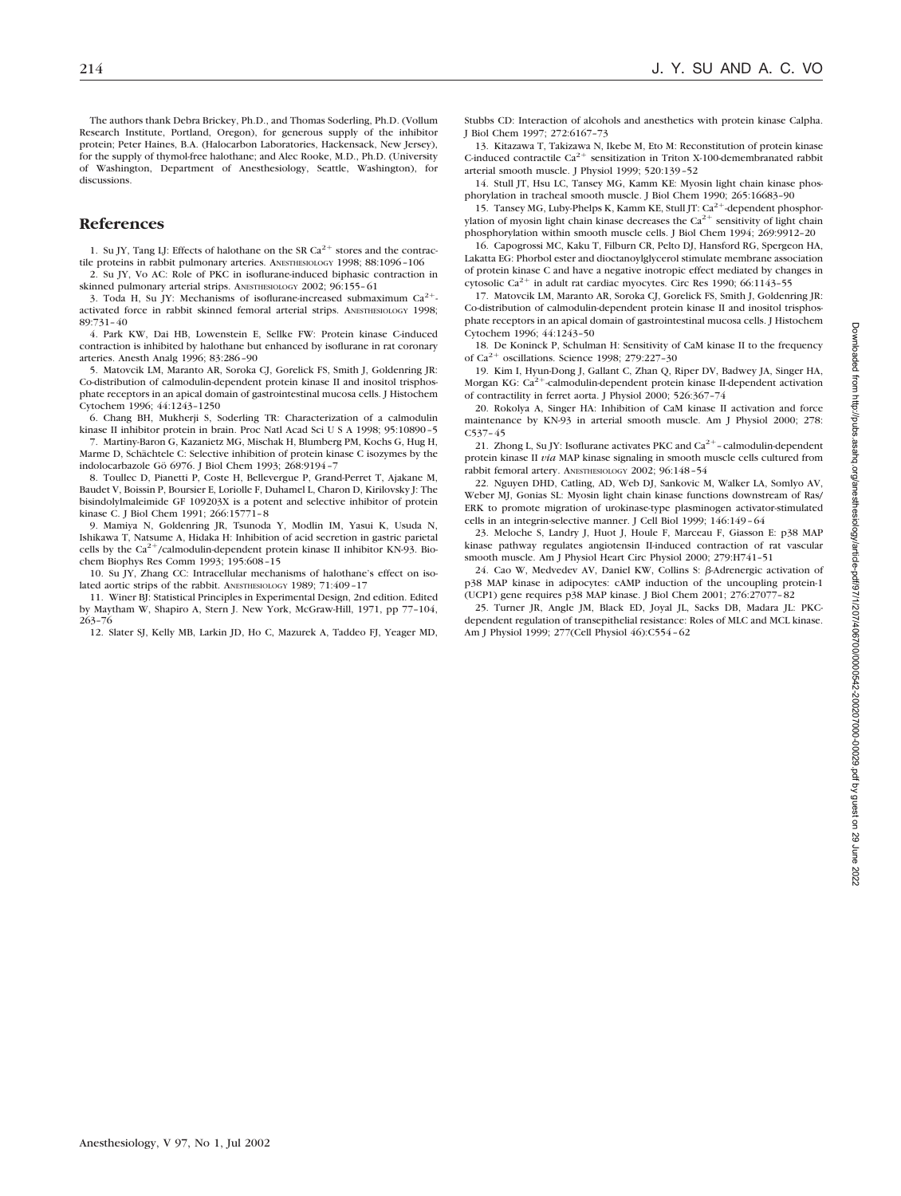The authors thank Debra Brickey, Ph.D., and Thomas Soderling, Ph.D. (Vollum Research Institute, Portland, Oregon), for generous supply of the inhibitor protein; Peter Haines, B.A. (Halocarbon Laboratories, Hackensack, New Jersey), for the supply of thymol-free halothane; and Alec Rooke, M.D., Ph.D. (University of Washington, Department of Anesthesiology, Seattle, Washington), for discussions.

## References

1. Su JY, Tang LJ: Effects of halothane on the SR $Ca^{2+}$ stores and the contractile proteins in rabbit pulmonary arteries. ANESTHESIOLOGY 1998; 88:1096–106
2. Su JY, Vo AC: Role of PKC in isoflurane-induced biphasic contraction in skinned pulmonary arterial strips. ANESTHESIOLOGY 2002; 96:155–61
3. Toda H, Su JY: Mechanisms of isoflurane-increased submaximum $Ca^{2+}$-activated force in rabbit skinned femoral arterial strips. ANESTHESIOLOGY 1998; 89:731–40
4. Park KW, Dai HB, Lowenstein E, Sellke FW: Protein kinase C-induced contraction is inhibited by halothane but enhanced by isoflurane in rat coronary arteries. Anesth Analg 1996; 83:286–90
5. Matovcik LM, Maranto AR, Soroka CJ, Gorelick FS, Smith J, Goldenring JR: Co-distribution of calmodulin-dependent protein kinase II and inositol trisphosphate receptors in an apical domain of gastrointestinal mucosa cells. J Histochem Cytochem 1996; 44:1243–1250
6. Chang BH, Mukherji S, Soderling TR: Characterization of a calmodulin kinase II inhibitor protein in brain. Proc Natl Acad Sci U S A 1998; 95:10890–5
7. Martiny-Baron G, Kazanietz MG, Mischak H, Blumberg PM, Kochs G, Hug H, Marme D, Schächtele C: Selective inhibition of protein kinase C isozymes by the indolocarbazole Gö 6976. J Biol Chem 1993; 268:9194–7
8. Toullec D, Pianetti P, Coste H, Bellevergue P, Grand-Perret T, Ajakane M, Baudet V, Boissin P, Boursier E, Loriolle F, Duhamel L, Charon D, Kirilovsky J: The bisindolylmaleimide GF 109203X is a potent and selective inhibitor of protein kinase C. J Biol Chem 1991; 266:15771–8
9. Mamiya N, Goldenring JR, Tsunoda Y, Modlin IM, Yasui K, Usuda N, Ishikawa T, Natsume A, Hidaka H: Inhibition of acid secretion in gastric parietal cells by the $Ca^{2+}$/calmodulin-dependent protein kinase II inhibitor KN-93. Biochem Biophys Res Comm 1993; 195:608–15
10. Su JY, Zhang CC: Intracellular mechanisms of halothane's effect on isolated aortic strips of the rabbit. ANESTHESIOLOGY 1989; 71:409–17
11. Winer BJ: Statistical Principles in Experimental Design, 2nd edition. Edited by Maytham W, Shapiro A, Stern J. New York, McGraw-Hill, 1971, pp 77–104, 263–76
12. Slater SJ, Kelly MB, Larkin JD, Ho C, Mazurek A, Taddeo FJ, Yeager MD, Stubbs CD: Interaction of alcohols and anesthetics with protein kinase Calpha. J Biol Chem 1997; 272:6167–73
13. Kitazawa T, Takizawa N, Ikebe M, Eto M: Reconstitution of protein kinase C-induced contractile $Ca^{2+}$ sensitization in Triton X-100-demembranated rabbit arterial smooth muscle. J Physiol 1999; 520:139–52
14. Stull JT, Hsu LC, Tansey MG, Kamm KE: Myosin light chain kinase phosphorylation in tracheal smooth muscle. J Biol Chem 1990; 265:16683–90
15. Tansey MG, Luby-Phelps K, Kamm KE, Stull JT: $Ca^{2+}$-dependent phosphorylation of myosin light chain kinase decreases the $Ca^{2+}$ sensitivity of light chain phosphorylation within smooth muscle cells. J Biol Chem 1994; 269:9912–20
16. Capogrossi MC, Kaku T, Filburn CR, Pelto DJ, Hansford RG, Spergeon HA, Lakatta EG: Phorbol ester and dioctanoylglycerol stimulate membrane association of protein kinase C and have a negative inotropic effect mediated by changes in cytosolic $Ca^{2+}$ in adult rat cardiac myocytes. Circ Res 1990; 66:1143–55
17. Matovcik LM, Maranto AR, Soroka CJ, Gorelick FS, Smith J, Goldenring JR: Co-distribution of calmodulin-dependent protein kinase II and inositol trisphosphate receptors in an apical domain of gastrointestinal mucosa cells. J Histochem Cytochem 1996; 44:1243–50
18. De Koninck P, Schulman H: Sensitivity of CaM kinase II to the frequency of $Ca^{2+}$ oscillations. Science 1998; 279:227–30
19. Kim I, Hyun-Dong J, Gallant C, Zhan Q, Riper DV, Badwey JA, Singer HA, Morgan KG: $Ca^{2+}$-calmodulin-dependent protein kinase II-dependent activation of contractility in ferret aorta. J Physiol 2000; 526:367–74
20. Rokolya A, Singer HA: Inhibition of CaM kinase II activation and force maintenance by KN-93 in arterial smooth muscle. Am J Physiol 2000; 278: C537–45
21. Zhong L, Su JY: Isoflurane activates PKC and $Ca^{2+}$–calmodulin-dependent protein kinase II *via* MAP kinase signaling in smooth muscle cells cultured from rabbit femoral artery. ANESTHESIOLOGY 2002; 96:148–54
22. Nguyen DHD, Catling, AD, Web DJ, Sankovic M, Walker LA, Somlyo AV, Weber MJ, Gonias SL: Myosin light chain kinase functions downstream of Ras/ERK to promote migration of urokinase-type plasminogen activator-stimulated cells in an integrin-selective manner. J Cell Biol 1999; 146:149–64
23. Meloche S, Landry J, Huot J, Houle F, Marceau F, Giasson E: p38 MAP kinase pathway regulates angiotensin II-induced contraction of rat vascular smooth muscle. Am J Physiol Heart Circ Physiol 2000; 279:H741–51
24. Cao W, Medvedev AV, Daniel KW, Collins S: $\beta$-Adrenergic activation of p38 MAP kinase in adipocytes: cAMP induction of the uncoupling protein-1 (UCP1) gene requires p38 MAP kinase. J Biol Chem 2001; 276:27077–82
25. Turner JR, Angle JM, Black ED, Joyal JL, Sacks DB, Madara JL: PKC-dependent regulation of transepithelial resistance: Roles of MLC and MCL kinase. Am J Physiol 1999; 277(Cell Physiol 46):C554–62